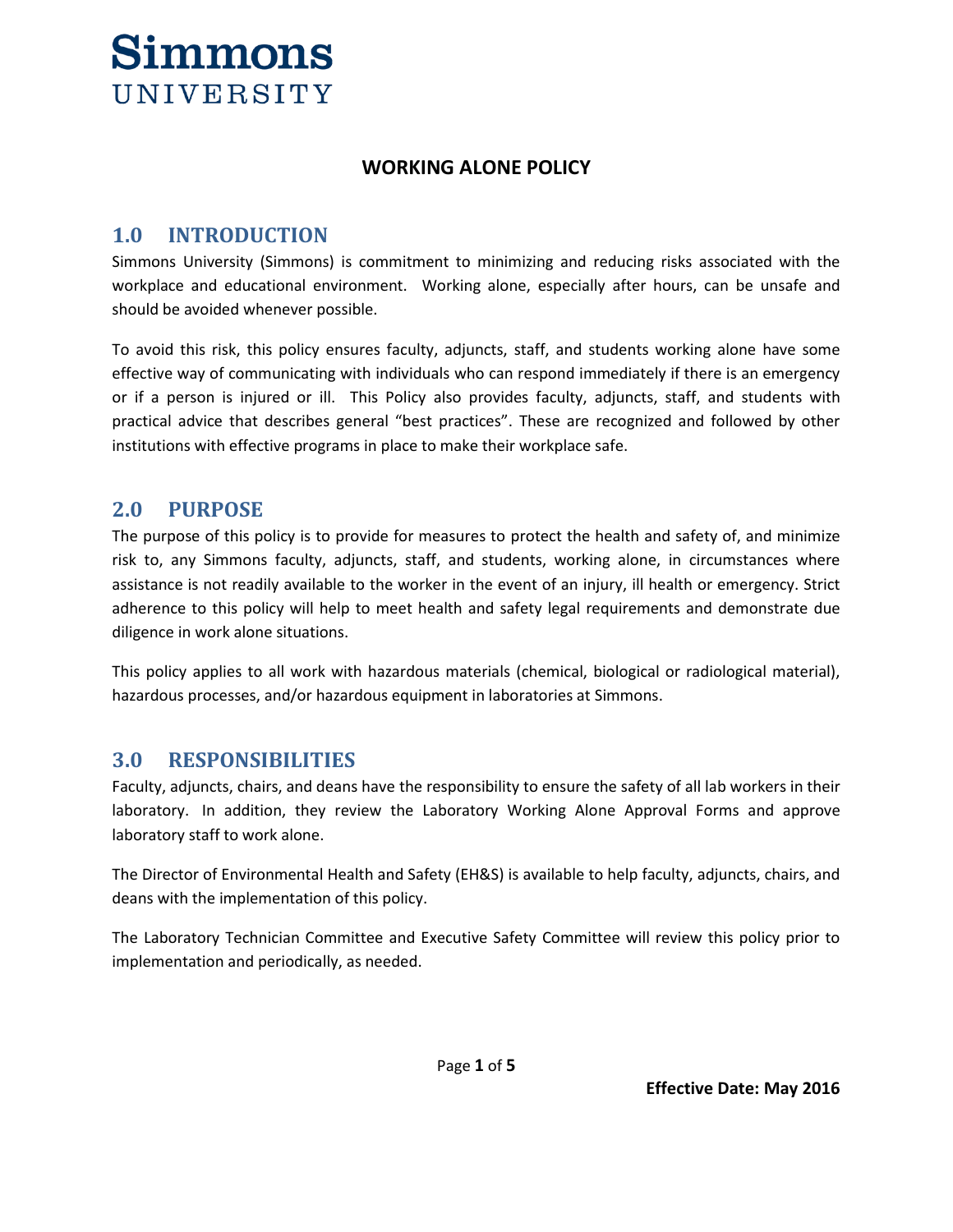**Simmons**
**UNIVERSITY**

# WORKING ALONE POLICY

## 1.0 INTRODUCTION

Simmons University (Simmons) is commitment to minimizing and reducing risks associated with the workplace and educational environment. Working alone, especially after hours, can be unsafe and should be avoided whenever possible.

To avoid this risk, this policy ensures faculty, adjuncts, staff, and students working alone have some effective way of communicating with individuals who can respond immediately if there is an emergency or if a person is injured or ill. This Policy also provides faculty, adjuncts, staff, and students with practical advice that describes general "best practices". These are recognized and followed by other institutions with effective programs in place to make their workplace safe.

## 2.0 PURPOSE

The purpose of this policy is to provide for measures to protect the health and safety of, and minimize risk to, any Simmons faculty, adjuncts, staff, and students, working alone, in circumstances where assistance is not readily available to the worker in the event of an injury, ill health or emergency. Strict adherence to this policy will help to meet health and safety legal requirements and demonstrate due diligence in work alone situations.

This policy applies to all work with hazardous materials (chemical, biological or radiological material), hazardous processes, and/or hazardous equipment in laboratories at Simmons.

## 3.0 RESPONSIBILITIES

Faculty, adjuncts, chairs, and deans have the responsibility to ensure the safety of all lab workers in their laboratory. In addition, they review the Laboratory Working Alone Approval Forms and approve laboratory staff to work alone.

The Director of Environmental Health and Safety (EH&S) is available to help faculty, adjuncts, chairs, and deans with the implementation of this policy.

The Laboratory Technician Committee and Executive Safety Committee will review this policy prior to implementation and periodically, as needed.

**Effective Date: May 2016**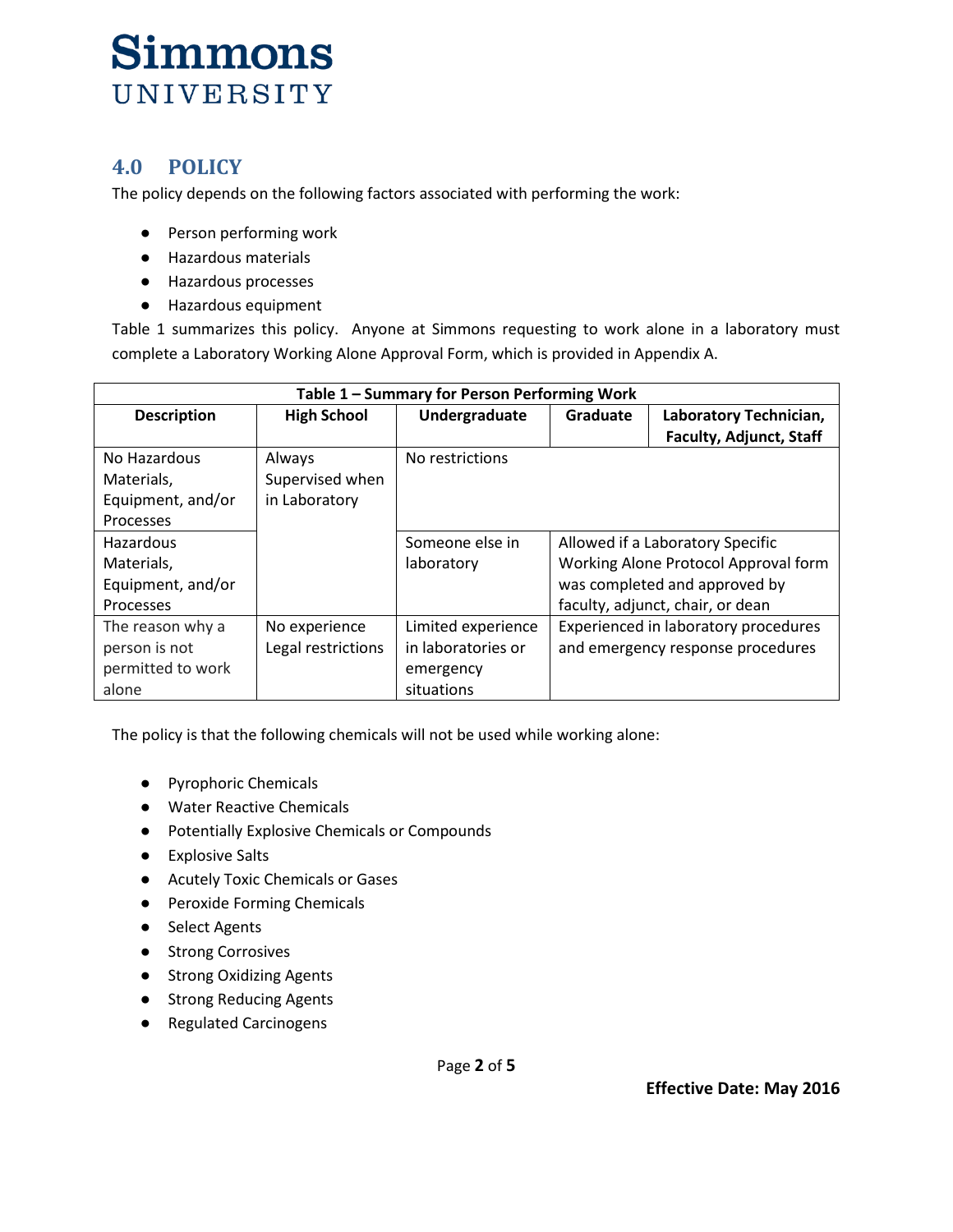## 4.0 POLICY

The policy depends on the following factors associated with performing the work:

- Person performing work
- Hazardous materials
- Hazardous processes
- Hazardous equipment

Table 1 summarizes this policy. Anyone at Simmons requesting to work alone in a laboratory must complete a Laboratory Working Alone Approval Form, which is provided in Appendix A.

| Table 1 – Summary for Person Performing Work | | | | |
|---|---|---|---|---|
| **Description** | **High School** | **Undergraduate** | **Graduate** | **Laboratory Technician, Faculty, Adjunct, Staff** |
| No Hazardous Materials, Equipment, and/or Processes | Always Supervised when in Laboratory | No restrictions | | |
| Hazardous Materials, Equipment, and/or Processes | | Someone else in laboratory | Allowed if a Laboratory Specific Working Alone Protocol Approval form was completed and approved by faculty, adjunct, chair, or dean | |
| The reason why a person is not permitted to work alone | No experience Legal restrictions | Limited experience in laboratories or emergency situations | Experienced in laboratory procedures and emergency response procedures | |

The policy is that the following chemicals will not be used while working alone:

- Pyrophoric Chemicals
- Water Reactive Chemicals
- Potentially Explosive Chemicals or Compounds
- Explosive Salts
- Acutely Toxic Chemicals or Gases
- Peroxide Forming Chemicals
- Select Agents
- Strong Corrosives
- Strong Oxidizing Agents
- Strong Reducing Agents
- Regulated Carcinogens

**Effective Date: May 2016**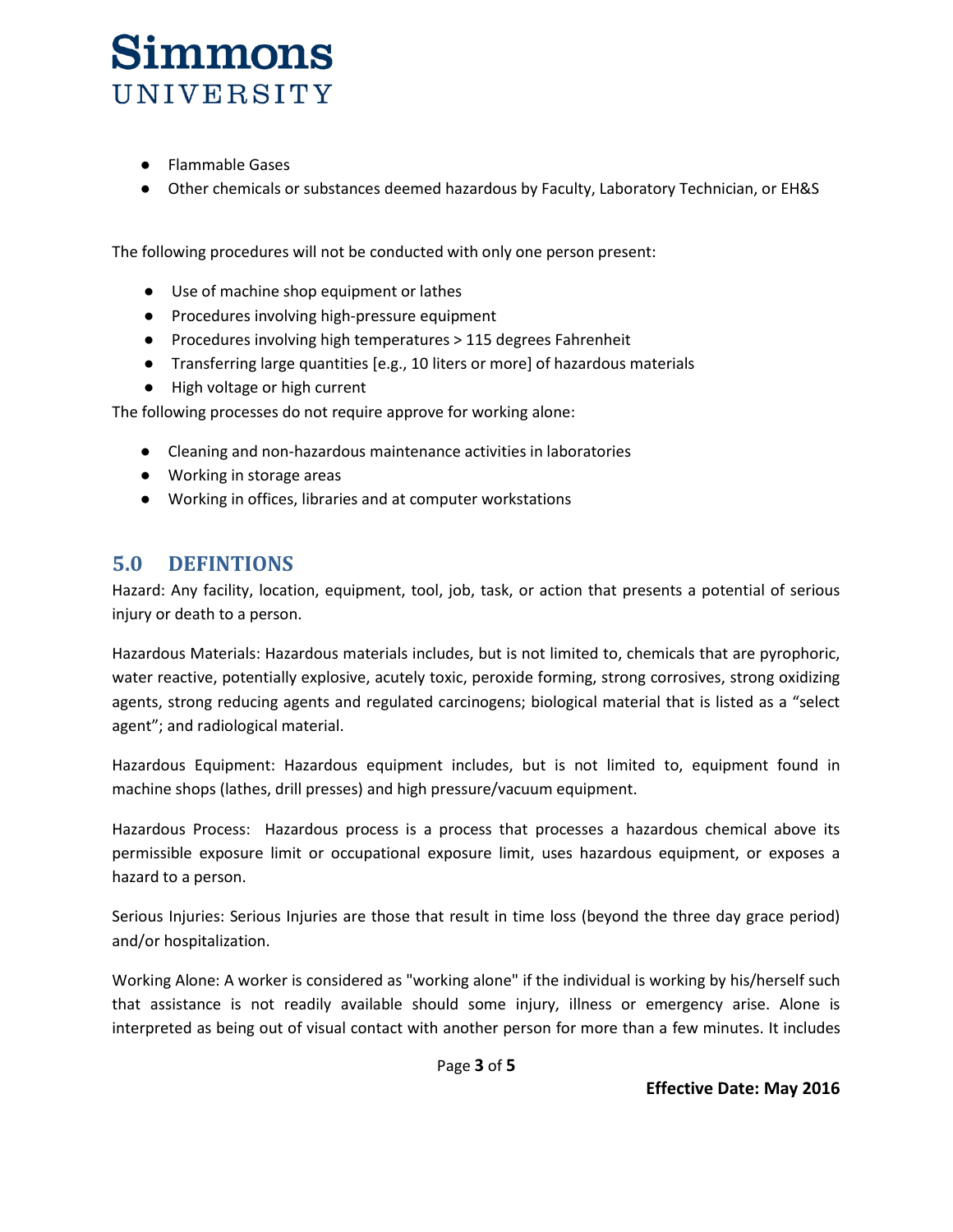- Flammable Gases
- Other chemicals or substances deemed hazardous by Faculty, Laboratory Technician, or EH&S

The following procedures will not be conducted with only one person present:

- Use of machine shop equipment or lathes
- Procedures involving high-pressure equipment
- Procedures involving high temperatures > 115 degrees Fahrenheit
- Transferring large quantities [e.g., 10 liters or more] of hazardous materials
- High voltage or high current

The following processes do not require approve for working alone:

- Cleaning and non-hazardous maintenance activities in laboratories
- Working in storage areas
- Working in offices, libraries and at computer workstations

## 5.0 DEFINTIONS

Hazard: Any facility, location, equipment, tool, job, task, or action that presents a potential of serious injury or death to a person.

Hazardous Materials: Hazardous materials includes, but is not limited to, chemicals that are pyrophoric, water reactive, potentially explosive, acutely toxic, peroxide forming, strong corrosives, strong oxidizing agents, strong reducing agents and regulated carcinogens; biological material that is listed as a "select agent"; and radiological material.

Hazardous Equipment: Hazardous equipment includes, but is not limited to, equipment found in machine shops (lathes, drill presses) and high pressure/vacuum equipment.

Hazardous Process: Hazardous process is a process that processes a hazardous chemical above its permissible exposure limit or occupational exposure limit, uses hazardous equipment, or exposes a hazard to a person.

Serious Injuries: Serious Injuries are those that result in time loss (beyond the three day grace period) and/or hospitalization.

Working Alone: A worker is considered as "working alone" if the individual is working by his/herself such that assistance is not readily available should some injury, illness or emergency arise. Alone is interpreted as being out of visual contact with another person for more than a few minutes. It includes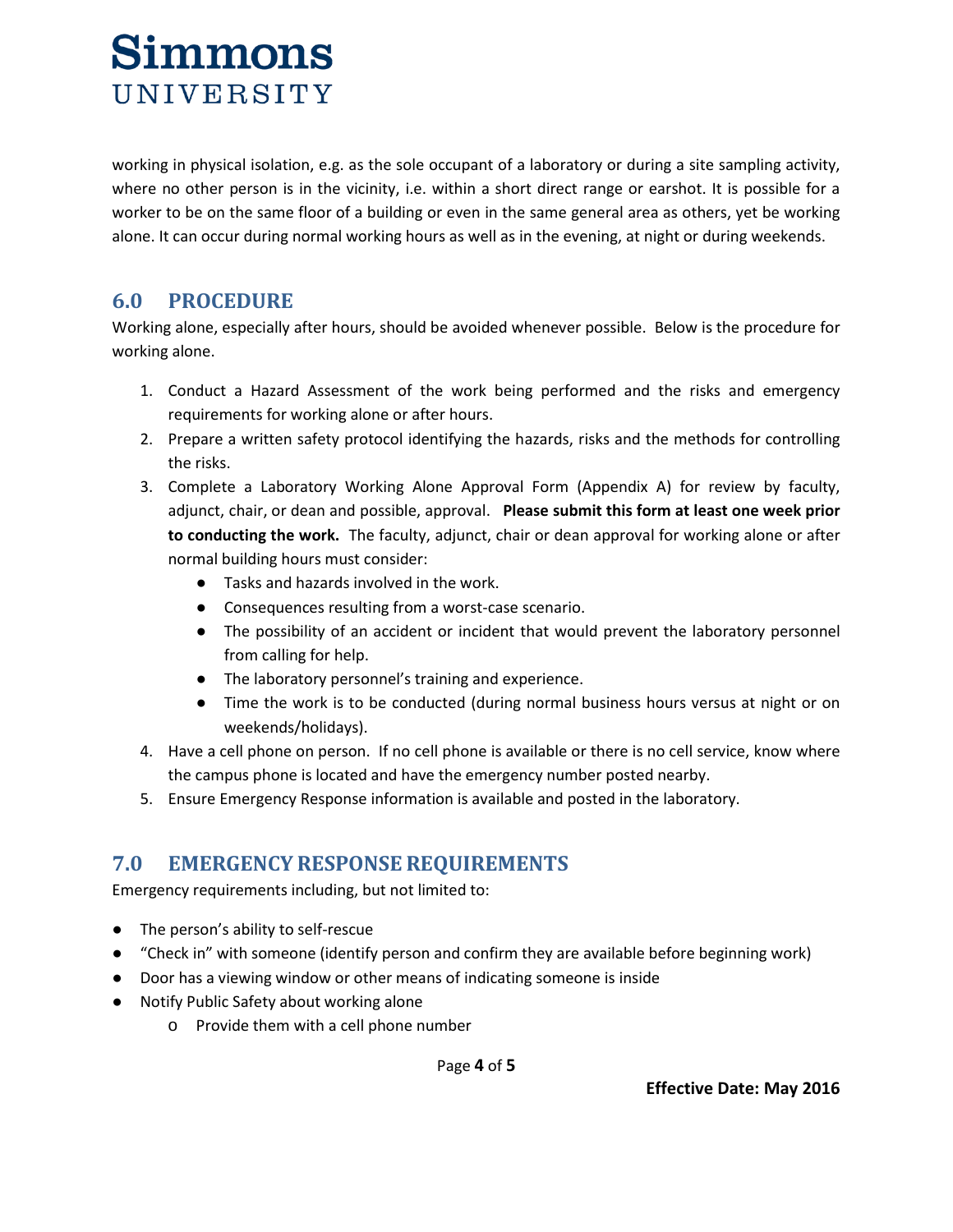working in physical isolation, e.g. as the sole occupant of a laboratory or during a site sampling activity, where no other person is in the vicinity, i.e. within a short direct range or earshot. It is possible for a worker to be on the same floor of a building or even in the same general area as others, yet be working alone. It can occur during normal working hours as well as in the evening, at night or during weekends.

## 6.0 PROCEDURE

Working alone, especially after hours, should be avoided whenever possible. Below is the procedure for working alone.

1. Conduct a Hazard Assessment of the work being performed and the risks and emergency requirements for working alone or after hours.
2. Prepare a written safety protocol identifying the hazards, risks and the methods for controlling the risks.
3. Complete a Laboratory Working Alone Approval Form (Appendix A) for review by faculty, adjunct, chair, or dean and possible, approval. **Please submit this form at least one week prior to conducting the work.** The faculty, adjunct, chair or dean approval for working alone or after normal building hours must consider:
    - Tasks and hazards involved in the work.
    - Consequences resulting from a worst-case scenario.
    - The possibility of an accident or incident that would prevent the laboratory personnel from calling for help.
    - The laboratory personnel's training and experience.
    - Time the work is to be conducted (during normal business hours versus at night or on weekends/holidays).
4. Have a cell phone on person. If no cell phone is available or there is no cell service, know where the campus phone is located and have the emergency number posted nearby.
5. Ensure Emergency Response information is available and posted in the laboratory.

## 7.0 EMERGENCY RESPONSE REQUIREMENTS

Emergency requirements including, but not limited to:

- The person's ability to self-rescue
- "Check in" with someone (identify person and confirm they are available before beginning work)
- Door has a viewing window or other means of indicating someone is inside
- Notify Public Safety about working alone
    - Provide them with a cell phone number

**Effective Date: May 2016**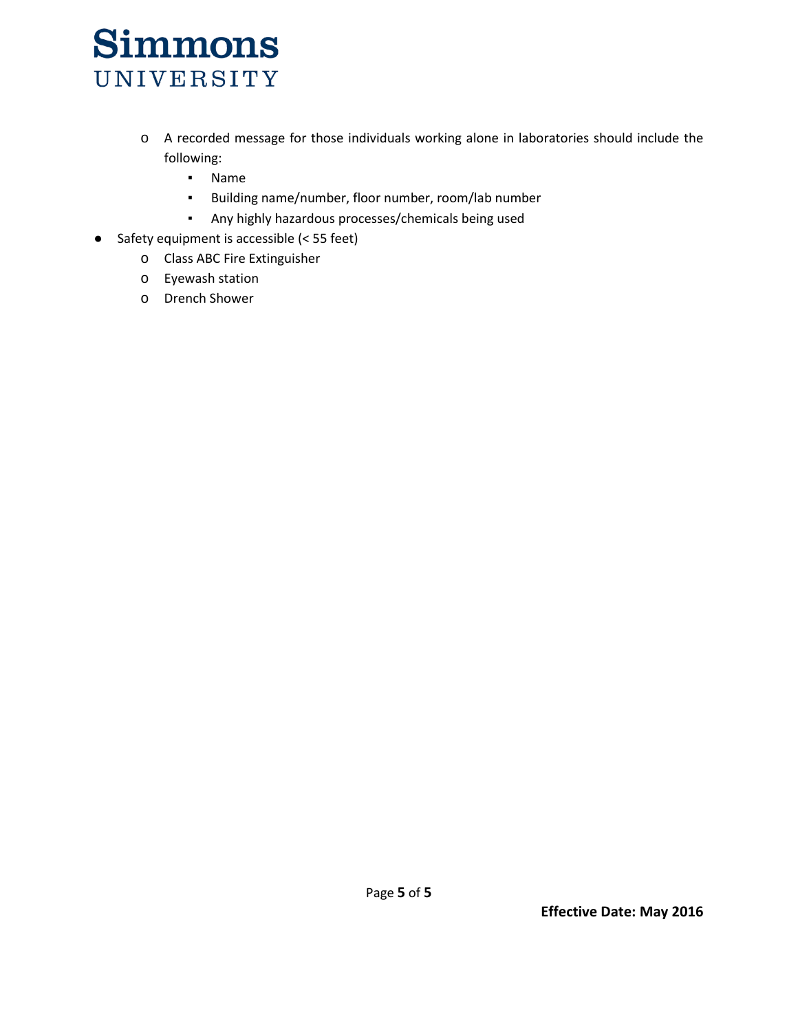- A recorded message for those individuals working alone in laboratories should include the following:
  - Name
  - Building name/number, floor number, room/lab number
  - Any highly hazardous processes/chemicals being used

- Safety equipment is accessible (< 55 feet)
  - Class ABC Fire Extinguisher
  - Eyewash station
  - Drench Shower

**Effective Date: May 2016**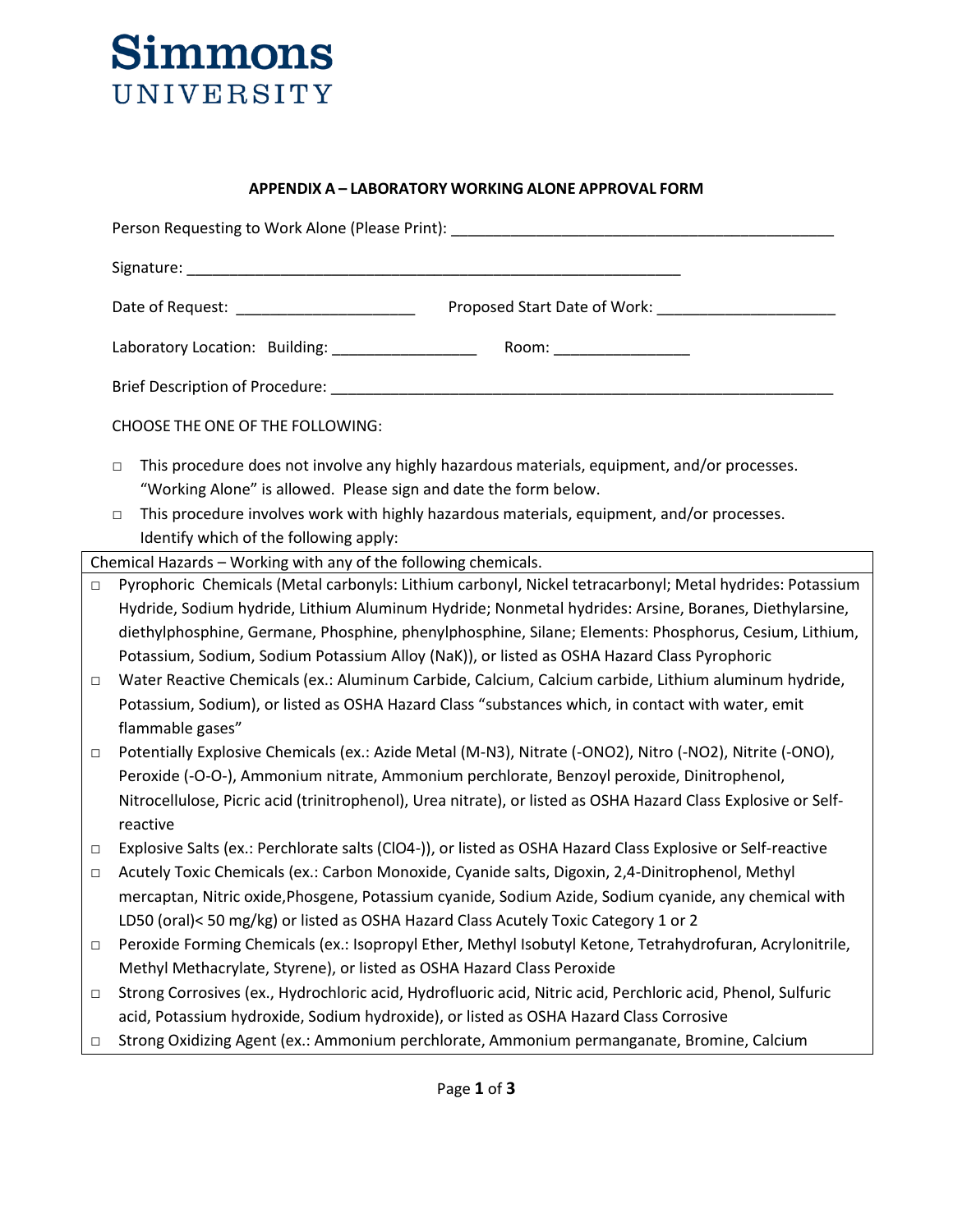# Simmons UNIVERSITY

**APPENDIX A – LABORATORY WORKING ALONE APPROVAL FORM**

Person Requesting to Work Alone (Please Print): ____________________________________________

Signature: ___________________________________________________________

Date of Request: ____________________ Proposed Start Date of Work: ____________________

Laboratory Location: Building: _________________ Room: ________________

Brief Description of Procedure: ___________________________________________________________

CHOOSE THE ONE OF THE FOLLOWING:

- □ This procedure does not involve any highly hazardous materials, equipment, and/or processes. "Working Alone" is allowed. Please sign and date the form below.
- □ This procedure involves work with highly hazardous materials, equipment, and/or processes. Identify which of the following apply:

Chemical Hazards – Working with any of the following chemicals.

- □ Pyrophoric Chemicals (Metal carbonyls: Lithium carbonyl, Nickel tetracarbonyl; Metal hydrides: Potassium Hydride, Sodium hydride, Lithium Aluminum Hydride; Nonmetal hydrides: Arsine, Boranes, Diethylarsine, diethylphosphine, Germane, Phosphine, phenylphosphine, Silane; Elements: Phosphorus, Cesium, Lithium, Potassium, Sodium, Sodium Potassium Alloy (NaK)), or listed as OSHA Hazard Class Pyrophoric
- □ Water Reactive Chemicals (ex.: Aluminum Carbide, Calcium, Calcium carbide, Lithium aluminum hydride, Potassium, Sodium), or listed as OSHA Hazard Class "substances which, in contact with water, emit flammable gases"
- □ Potentially Explosive Chemicals (ex.: Azide Metal (M-N3), Nitrate (-ONO2), Nitro (-NO2), Nitrite (-ONO), Peroxide (-O-O-), Ammonium nitrate, Ammonium perchlorate, Benzoyl peroxide, Dinitrophenol, Nitrocellulose, Picric acid (trinitrophenol), Urea nitrate), or listed as OSHA Hazard Class Explosive or Self-reactive
- □ Explosive Salts (ex.: Perchlorate salts (ClO4-)), or listed as OSHA Hazard Class Explosive or Self-reactive
- □ Acutely Toxic Chemicals (ex.: Carbon Monoxide, Cyanide salts, Digoxin, 2,4-Dinitrophenol, Methyl mercaptan, Nitric oxide,Phosgene, Potassium cyanide, Sodium Azide, Sodium cyanide, any chemical with LD50 (oral)< 50 mg/kg) or listed as OSHA Hazard Class Acutely Toxic Category 1 or 2
- □ Peroxide Forming Chemicals (ex.: Isopropyl Ether, Methyl Isobutyl Ketone, Tetrahydrofuran, Acrylonitrile, Methyl Methacrylate, Styrene), or listed as OSHA Hazard Class Peroxide
- □ Strong Corrosives (ex., Hydrochloric acid, Hydrofluoric acid, Nitric acid, Perchloric acid, Phenol, Sulfuric acid, Potassium hydroxide, Sodium hydroxide), or listed as OSHA Hazard Class Corrosive
- □ Strong Oxidizing Agent (ex.: Ammonium perchlorate, Ammonium permanganate, Bromine, Calcium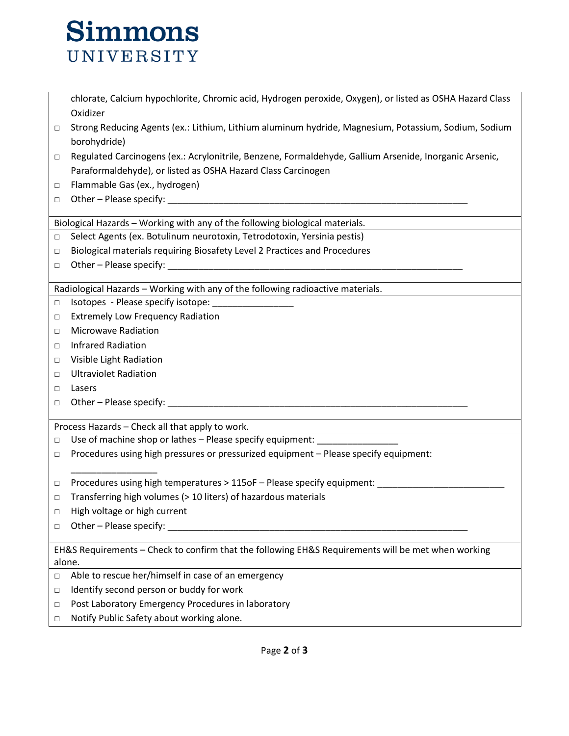chlorate, Calcium hypochlorite, Chromic acid, Hydrogen peroxide, Oxygen), or listed as OSHA Hazard Class Oxidizer

- □ Strong Reducing Agents (ex.: Lithium, Lithium aluminum hydride, Magnesium, Potassium, Sodium, Sodium borohydride)
- □ Regulated Carcinogens (ex.: Acrylonitrile, Benzene, Formaldehyde, Gallium Arsenide, Inorganic Arsenic, Paraformaldehyde), or listed as OSHA Hazard Class Carcinogen
- □ Flammable Gas (ex., hydrogen)
- □ Other – Please specify: ______________________________________________________________

Biological Hazards – Working with any of the following biological materials.

- □ Select Agents (ex. Botulinum neurotoxin, Tetrodotoxin, Yersinia pestis)
- □ Biological materials requiring Biosafety Level 2 Practices and Procedures
- □ Other – Please specify: ______________________________________________________________

Radiological Hazards – Working with any of the following radioactive materials.

- □ Isotopes - Please specify isotope: ________________
- □ Extremely Low Frequency Radiation
- □ Microwave Radiation
- □ Infrared Radiation
- □ Visible Light Radiation
- □ Ultraviolet Radiation
- □ Lasers
- □ Other – Please specify: ______________________________________________________________

Process Hazards – Check all that apply to work.

- □ Use of machine shop or lathes – Please specify equipment: ________________
- □ Procedures using high pressures or pressurized equipment – Please specify equipment: _________________
- □ Procedures using high temperatures > 115oF – Please specify equipment: _________________________
- □ Transferring high volumes (> 10 liters) of hazardous materials
- □ High voltage or high current
- □ Other – Please specify: ______________________________________________________________

EH&S Requirements – Check to confirm that the following EH&S Requirements will be met when working alone.

- □ Able to rescue her/himself in case of an emergency
- □ Identify second person or buddy for work
- □ Post Laboratory Emergency Procedures in laboratory
- □ Notify Public Safety about working alone.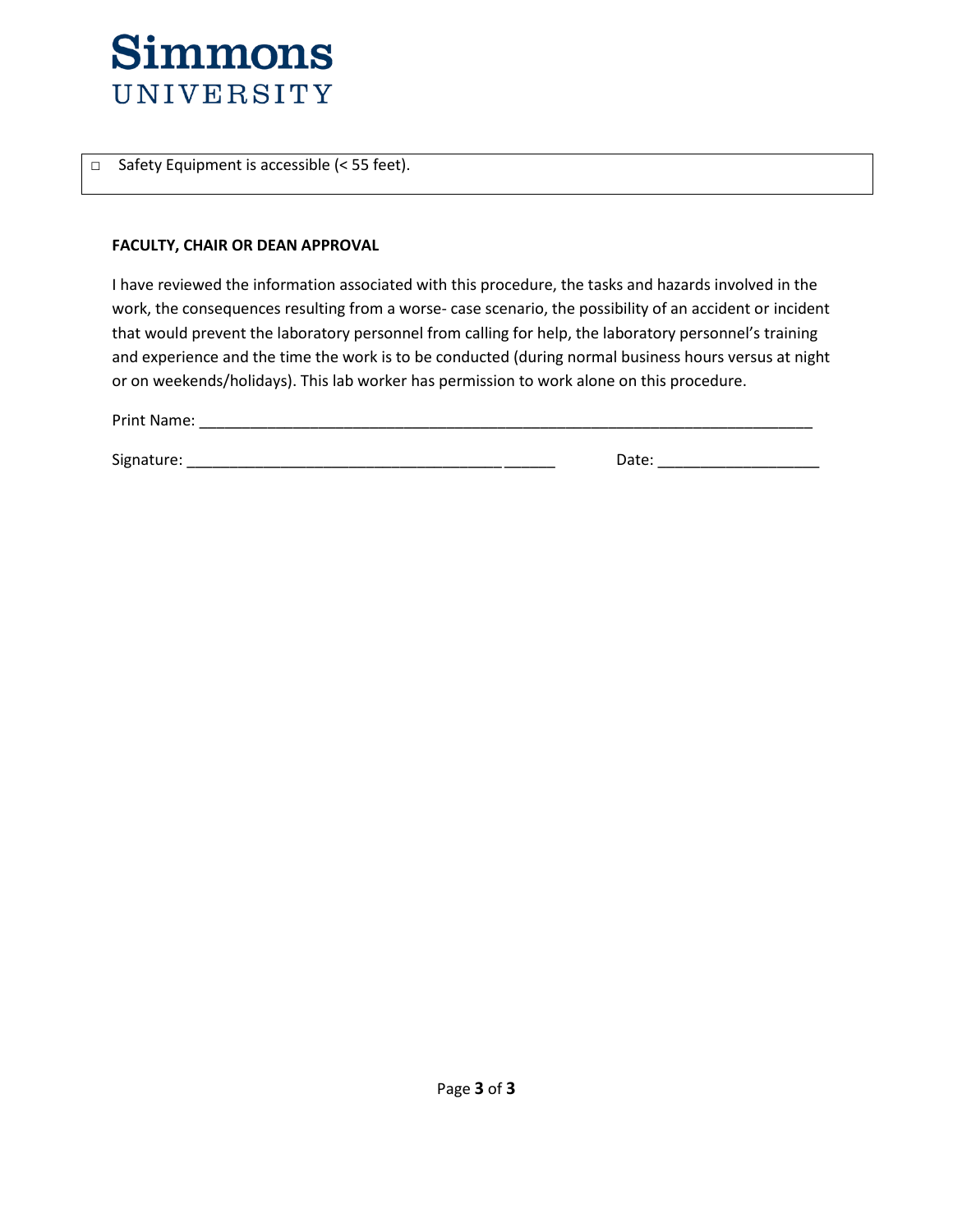# Simmons UNIVERSITY

- ☐ Safety Equipment is accessible (< 55 feet).

**FACULTY, CHAIR OR DEAN APPROVAL**

I have reviewed the information associated with this procedure, the tasks and hazards involved in the work, the consequences resulting from a worse- case scenario, the possibility of an accident or incident that would prevent the laboratory personnel from calling for help, the laboratory personnel's training and experience and the time the work is to be conducted (during normal business hours versus at night or on weekends/holidays). This lab worker has permission to work alone on this procedure.

Print Name: ___________________________________________________________________________

Signature: ___________________________________________ Date: ___________________